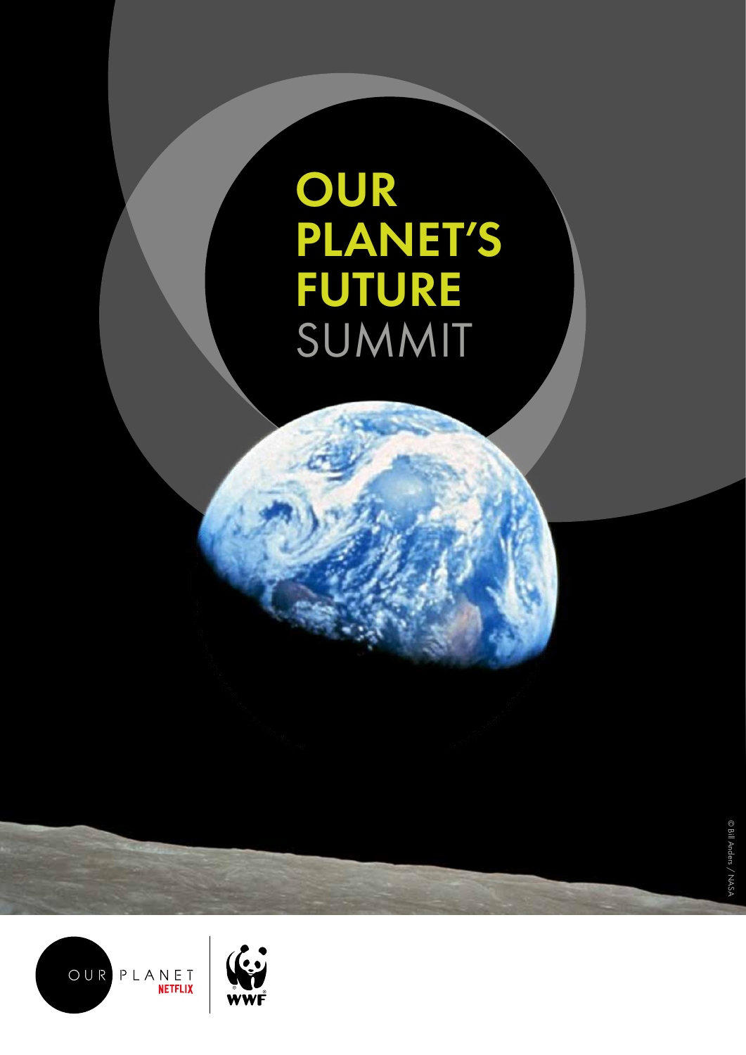# OUR PLANET'S FUTURE SUMMIT

© Bill Anders / NASA

OUR PLANET NETFLIX

WWF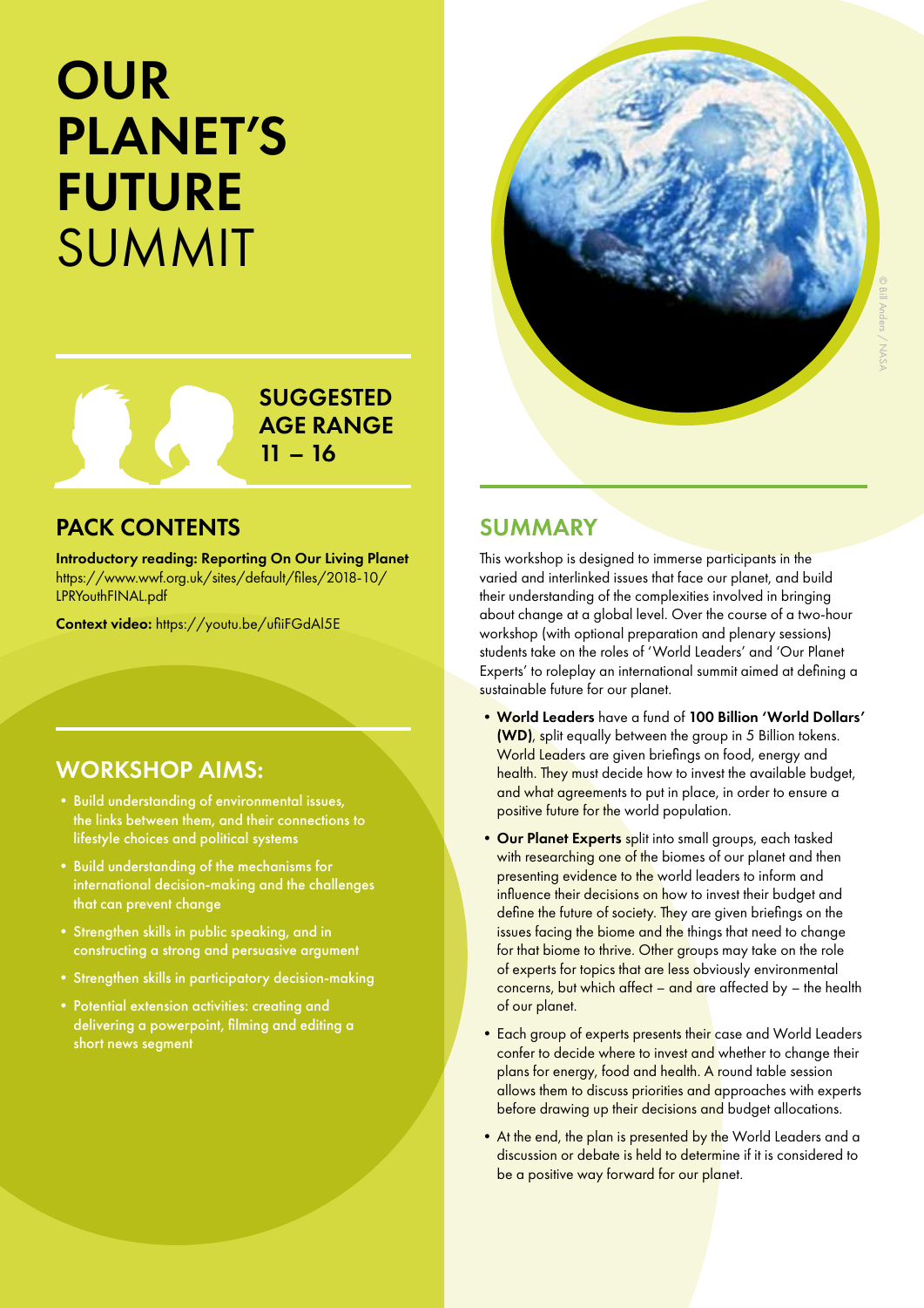# OUR PLANET'S FUTURE SUMMIT

**SUGGESTED AGE RANGE 11 – 16**

## PACK CONTENTS

**Introductory reading: Reporting On Our Living Planet** https://www.wwf.org.uk/sites/default/files/2018-10/LPRYouthFINAL.pdf

**Context video:** https://youtu.be/ufiiFGdAl5E

## WORKSHOP AIMS:

- Build understanding of environmental issues, the links between them, and their connections to lifestyle choices and political systems
- Build understanding of the mechanisms for international decision-making and the challenges that can prevent change
- Strengthen skills in public speaking, and in constructing a strong and persuasive argument
- Strengthen skills in participatory decision-making
- Potential extension activities: creating and delivering a powerpoint, filming and editing a short news segment

© Bill Anders / NASA

## SUMMARY

This workshop is designed to immerse participants in the varied and interlinked issues that face our planet, and build their understanding of the complexities involved in bringing about change at a global level. Over the course of a two-hour workshop (with optional preparation and plenary sessions) students take on the roles of 'World Leaders' and 'Our Planet Experts' to roleplay an international summit aimed at defining a sustainable future for our planet.

- **World Leaders** have a fund of **100 Billion 'World Dollars' (WD)**, split equally between the group in 5 Billion tokens. World Leaders are given briefings on food, energy and health. They must decide how to invest the available budget, and what agreements to put in place, in order to ensure a positive future for the world population.
- **Our Planet Experts** split into small groups, each tasked with researching one of the biomes of our planet and then presenting evidence to the world leaders to inform and influence their decisions on how to invest their budget and define the future of society. They are given briefings on the issues facing the biome and the things that need to change for that biome to thrive. Other groups may take on the role of experts for topics that are less obviously environmental concerns, but which affect – and are affected by – the health of our planet.
- Each group of experts presents their case and World Leaders confer to decide where to invest and whether to change their plans for energy, food and health. A round table session allows them to discuss priorities and approaches with experts before drawing up their decisions and budget allocations.
- At the end, the plan is presented by the World Leaders and a discussion or debate is held to determine if it is considered to be a positive way forward for our planet.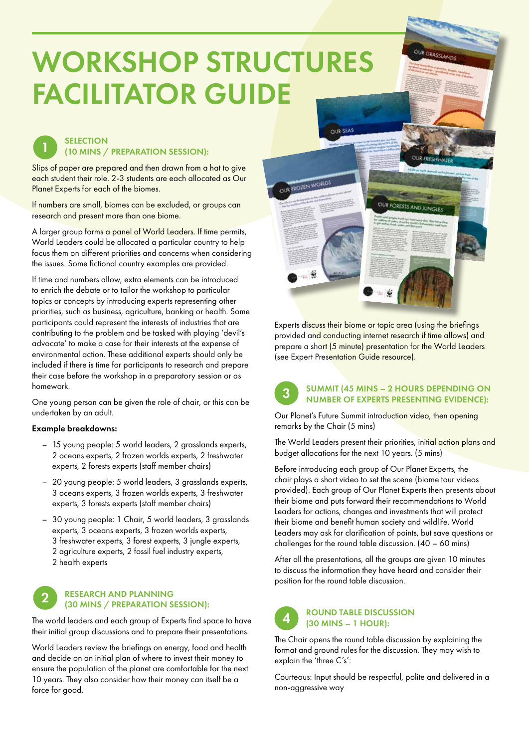# WORKSHOP STRUCTURES FACILITATOR GUIDE

## 1 SELECTION (10 MINS / PREPARATION SESSION):

Slips of paper are prepared and then drawn from a hat to give each student their role. 2-3 students are each allocated as Our Planet Experts for each of the biomes.

If numbers are small, biomes can be excluded, or groups can research and present more than one biome.

A larger group forms a panel of World Leaders. If time permits, World Leaders could be allocated a particular country to help focus them on different priorities and concerns when considering the issues. Some fictional country examples are provided.

If time and numbers allow, extra elements can be introduced to enrich the debate or to tailor the workshop to particular topics or concepts by introducing experts representing other priorities, such as business, agriculture, banking or health. Some participants could represent the interests of industries that are contributing to the problem and be tasked with playing 'devil's advocate' to make a case for their interests at the expense of environmental action. These additional experts should only be included if there is time for participants to research and prepare their case before the workshop in a preparatory session or as homework.

One young person can be given the role of chair, or this can be undertaken by an adult.

**Example breakdowns:**

- 15 young people: 5 world leaders, 2 grasslands experts, 2 oceans experts, 2 frozen worlds experts, 2 freshwater experts, 2 forests experts (staff member chairs)
- 20 young people: 5 world leaders, 3 grasslands experts, 3 oceans experts, 3 frozen worlds experts, 3 freshwater experts, 3 forests experts (staff member chairs)
- 30 young people: 1 Chair, 5 world leaders, 3 grasslands experts, 3 oceans experts, 3 frozen worlds experts, 3 freshwater experts, 3 forest experts, 3 jungle experts, 2 agriculture experts, 2 fossil fuel industry experts, 2 health experts

## 2 RESEARCH AND PLANNING (30 MINS / PREPARATION SESSION):

The world leaders and each group of Experts find space to have their initial group discussions and to prepare their presentations.

World Leaders review the briefings on energy, food and health and decide on an initial plan of where to invest their money to ensure the population of the planet are comfortable for the next 10 years. They also consider how their money can itself be a force for good.

Experts discuss their biome or topic area (using the briefings provided and conducting internet research if time allows) and prepare a short (5 minute) presentation for the World Leaders (see Expert Presentation Guide resource).

## 3 SUMMIT (45 MINS – 2 HOURS DEPENDING ON NUMBER OF EXPERTS PRESENTING EVIDENCE):

Our Planet's Future Summit introduction video, then opening remarks by the Chair (5 mins)

The World Leaders present their priorities, initial action plans and budget allocations for the next 10 years. (5 mins)

Before introducing each group of Our Planet Experts, the chair plays a short video to set the scene (biome tour videos provided). Each group of Our Planet Experts then presents about their biome and puts forward their recommendations to World Leaders for actions, changes and investments that will protect their biome and benefit human society and wildlife. World Leaders may ask for clarification of points, but save questions or challenges for the round table discussion. (40 – 60 mins)

After all the presentations, all the groups are given 10 minutes to discuss the information they have heard and consider their position for the round table discussion.

## 4 ROUND TABLE DISCUSSION (30 MINS – 1 HOUR):

The Chair opens the round table discussion by explaining the format and ground rules for the discussion. They may wish to explain the 'three C's':

Courteous: Input should be respectful, polite and delivered in a non-aggressive way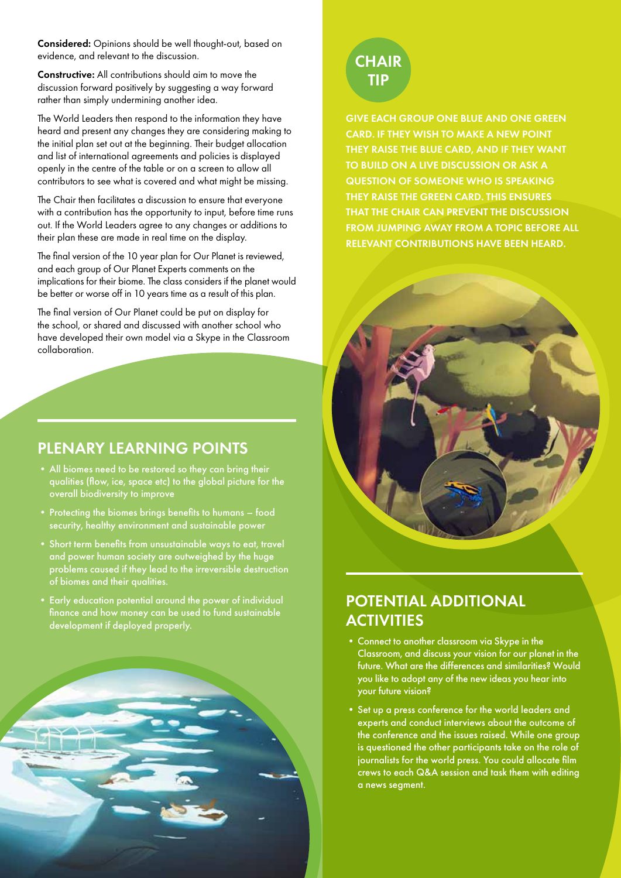**Considered:** Opinions should be well thought-out, based on evidence, and relevant to the discussion.

**Constructive:** All contributions should aim to move the discussion forward positively by suggesting a way forward rather than simply undermining another idea.

The World Leaders then respond to the information they have heard and present any changes they are considering making to the initial plan set out at the beginning. Their budget allocation and list of international agreements and policies is displayed openly in the centre of the table or on a screen to allow all contributors to see what is covered and what might be missing.

The Chair then facilitates a discussion to ensure that everyone with a contribution has the opportunity to input, before time runs out. If the World Leaders agree to any changes or additions to their plan these are made in real time on the display.

The final version of the 10 year plan for Our Planet is reviewed, and each group of Our Planet Experts comments on the implications for their biome. The class considers if the planet would be better or worse off in 10 years time as a result of this plan.

The final version of Our Planet could be put on display for the school, or shared and discussed with another school who have developed their own model via a Skype in the Classroom collaboration.

## PLENARY LEARNING POINTS

- All biomes need to be restored so they can bring their qualities (flow, ice, space etc) to the global picture for the overall biodiversity to improve
- Protecting the biomes brings benefits to humans – food security, healthy environment and sustainable power
- Short term benefits from unsustainable ways to eat, travel and power human society are outweighed by the huge problems caused if they lead to the irreversible destruction of biomes and their qualities.
- Early education potential around the power of individual finance and how money can be used to fund sustainable development if deployed properly.

## CHAIR TIP

GIVE EACH GROUP ONE BLUE AND ONE GREEN CARD. IF THEY WISH TO MAKE A NEW POINT THEY RAISE THE BLUE CARD, AND IF THEY WANT TO BUILD ON A LIVE DISCUSSION OR ASK A QUESTION OF SOMEONE WHO IS SPEAKING THEY RAISE THE GREEN CARD. THIS ENSURES THAT THE CHAIR CAN PREVENT THE DISCUSSION FROM JUMPING AWAY FROM A TOPIC BEFORE ALL RELEVANT CONTRIBUTIONS HAVE BEEN HEARD.

## POTENTIAL ADDITIONAL ACTIVITIES

- Connect to another classroom via Skype in the Classroom, and discuss your vision for our planet in the future. What are the differences and similarities? Would you like to adopt any of the new ideas you hear into your future vision?
- Set up a press conference for the world leaders and experts and conduct interviews about the outcome of the conference and the issues raised. While one group is questioned the other participants take on the role of journalists for the world press. You could allocate film crews to each Q&A session and task them with editing a news segment.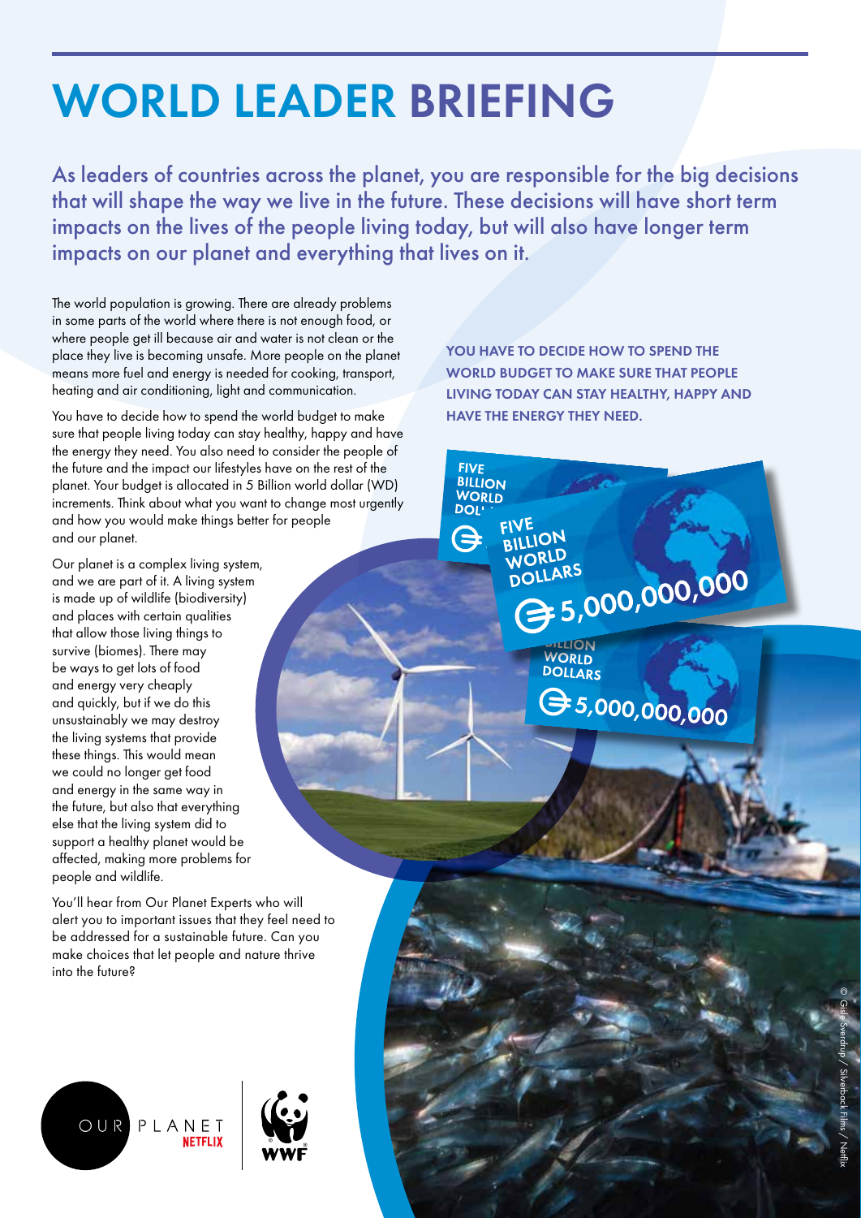# WORLD LEADER BRIEFING

As leaders of countries across the planet, you are responsible for the big decisions that will shape the way we live in the future. These decisions will have short term impacts on the lives of the people living today, but will also have longer term impacts on our planet and everything that lives on it.

The world population is growing. There are already problems in some parts of the world where there is not enough food, or where people get ill because air and water is not clean or the place they live is becoming unsafe. More people on the planet means more fuel and energy is needed for cooking, transport, heating and air conditioning, light and communication.

You have to decide how to spend the world budget to make sure that people living today can stay healthy, happy and have the energy they need. You also need to consider the people of the future and the impact our lifestyles have on the rest of the planet. Your budget is allocated in 5 Billion world dollar (WD) increments. Think about what you want to change most urgently and how you would make things better for people and our planet.

Our planet is a complex living system, and we are part of it. A living system is made up of wildlife (biodiversity) and places with certain qualities that allow those living things to survive (biomes). There may be ways to get lots of food and energy very cheaply and quickly, but if we do this unsustainably we may destroy the living systems that provide these things. This would mean we could no longer get food and energy in the same way in the future, but also that everything else that the living system did to support a healthy planet would be affected, making more problems for people and wildlife.

You'll hear from Our Planet Experts who will alert you to important issues that they feel need to be addressed for a sustainable future. Can you make choices that let people and nature thrive into the future?

**YOU HAVE TO DECIDE HOW TO SPEND THE WORLD BUDGET TO MAKE SURE THAT PEOPLE LIVING TODAY CAN STAY HEALTHY, HAPPY AND HAVE THE ENERGY THEY NEED.**

FIVE BILLION WORLD DOLLARS 5,000,000,000

© Gisle Sverdrup / Silverback Films / Netflix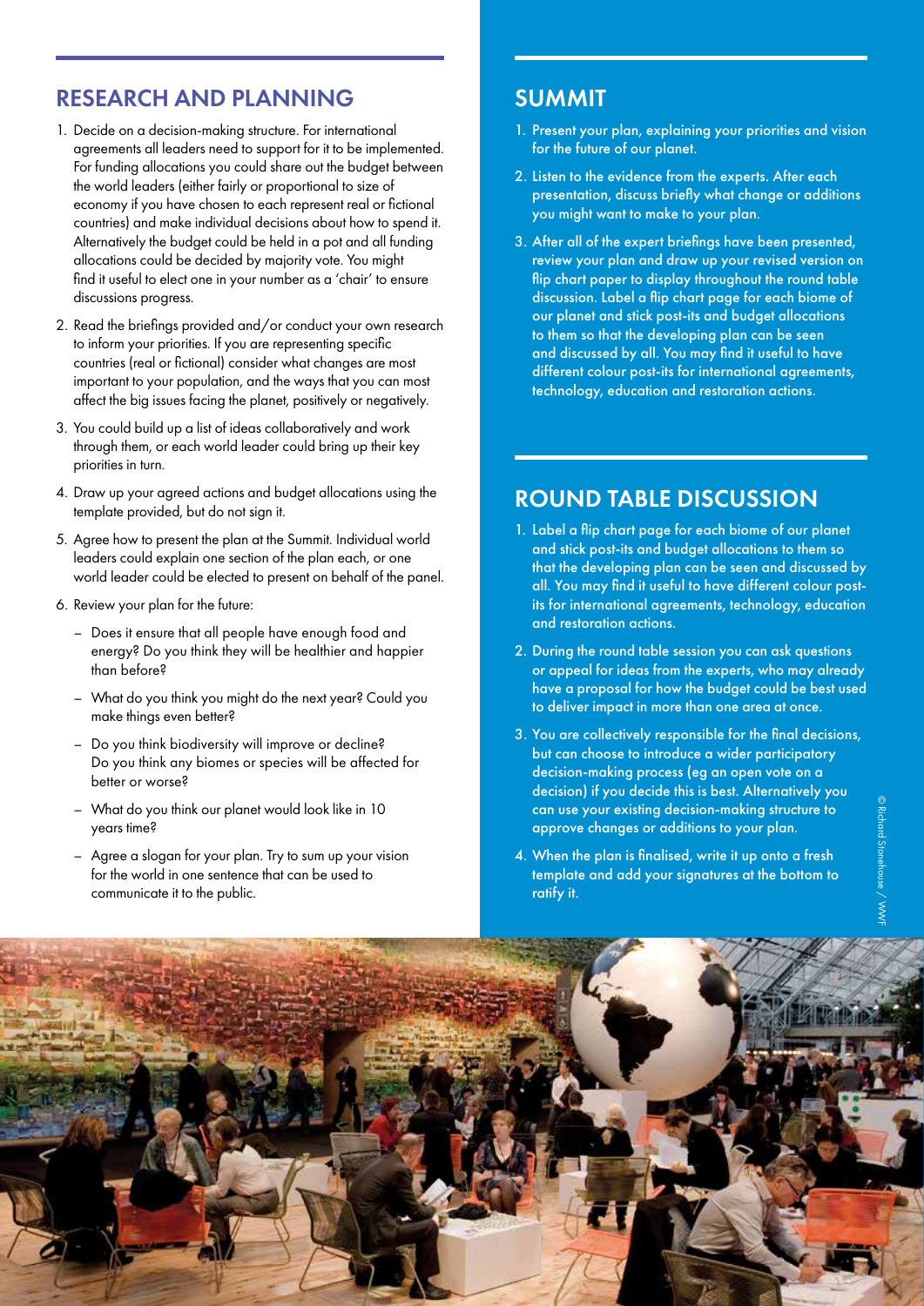## RESEARCH AND PLANNING

1. Decide on a decision-making structure. For international agreements all leaders need to support for it to be implemented. For funding allocations you could share out the budget between the world leaders (either fairly or proportional to size of economy if you have chosen to each represent real or fictional countries) and make individual decisions about how to spend it. Alternatively the budget could be held in a pot and all funding allocations could be decided by majority vote. You might find it useful to elect one in your number as a 'chair' to ensure discussions progress.
2. Read the briefings provided and/or conduct your own research to inform your priorities. If you are representing specific countries (real or fictional) consider what changes are most important to your population, and the ways that you can most affect the big issues facing the planet, positively or negatively.
3. You could build up a list of ideas collaboratively and work through them, or each world leader could bring up their key priorities in turn.
4. Draw up your agreed actions and budget allocations using the template provided, but do not sign it.
5. Agree how to present the plan at the Summit. Individual world leaders could explain one section of the plan each, or one world leader could be elected to present on behalf of the panel.
6. Review your plan for the future:
   - Does it ensure that all people have enough food and energy? Do you think they will be healthier and happier than before?
   - What do you think you might do the next year? Could you make things even better?
   - Do you think biodiversity will improve or decline? Do you think any biomes or species will be affected for better or worse?
   - What do you think our planet would look like in 10 years time?
   - Agree a slogan for your plan. Try to sum up your vision for the world in one sentence that can be used to communicate it to the public.

## SUMMIT

1. Present your plan, explaining your priorities and vision for the future of our planet.
2. Listen to the evidence from the experts. After each presentation, discuss briefly what change or additions you might want to make to your plan.
3. After all of the expert briefings have been presented, review your plan and draw up your revised version on flip chart paper to display throughout the round table discussion. Label a flip chart page for each biome of our planet and stick post-its and budget allocations to them so that the developing plan can be seen and discussed by all. You may find it useful to have different colour post-its for international agreements, technology, education and restoration actions.

## ROUND TABLE DISCUSSION

1. Label a flip chart page for each biome of our planet and stick post-its and budget allocations to them so that the developing plan can be seen and discussed by all. You may find it useful to have different colour post-its for international agreements, technology, education and restoration actions.
2. During the round table session you can ask questions or appeal for ideas from the experts, who may already have a proposal for how the budget could be best used to deliver impact in more than one area at once.
3. You are collectively responsible for the final decisions, but can choose to introduce a wider participatory decision-making process (eg an open vote on a decision) if you decide this is best. Alternatively you can use your existing decision-making structure to approve changes or additions to your plan.
4. When the plan is finalised, write it up onto a fresh template and add your signatures at the bottom to ratify it.

© Richard Stonehouse / WWF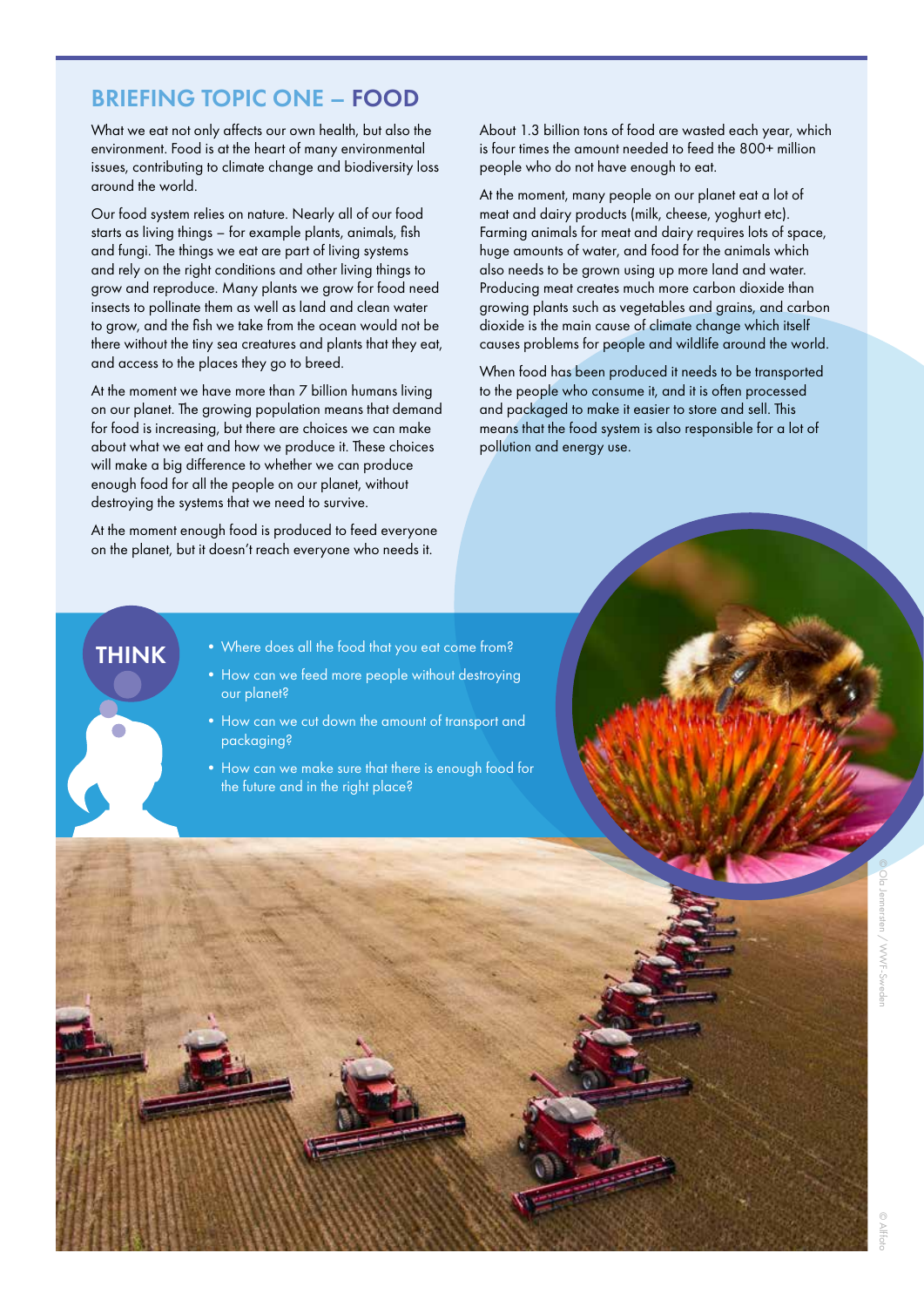# BRIEFING TOPIC ONE – FOOD

What we eat not only affects our own health, but also the environment. Food is at the heart of many environmental issues, contributing to climate change and biodiversity loss around the world.

Our food system relies on nature. Nearly all of our food starts as living things – for example plants, animals, fish and fungi. The things we eat are part of living systems and rely on the right conditions and other living things to grow and reproduce. Many plants we grow for food need insects to pollinate them as well as land and clean water to grow, and the fish we take from the ocean would not be there without the tiny sea creatures and plants that they eat, and access to the places they go to breed.

At the moment we have more than 7 billion humans living on our planet. The growing population means that demand for food is increasing, but there are choices we can make about what we eat and how we produce it. These choices will make a big difference to whether we can produce enough food for all the people on our planet, without destroying the systems that we need to survive.

At the moment enough food is produced to feed everyone on the planet, but it doesn't reach everyone who needs it.

About 1.3 billion tons of food are wasted each year, which is four times the amount needed to feed the 800+ million people who do not have enough to eat.

At the moment, many people on our planet eat a lot of meat and dairy products (milk, cheese, yoghurt etc). Farming animals for meat and dairy requires lots of space, huge amounts of water, and food for the animals which also needs to be grown using up more land and water. Producing meat creates much more carbon dioxide than growing plants such as vegetables and grains, and carbon dioxide is the main cause of climate change which itself causes problems for people and wildlife around the world.

When food has been produced it needs to be transported to the people who consume it, and it is often processed and packaged to make it easier to store and sell. This means that the food system is also responsible for a lot of pollution and energy use.

## THINK

- Where does all the food that you eat come from?
- How can we feed more people without destroying our planet?
- How can we cut down the amount of transport and packaging?
- How can we make sure that there is enough food for the future and in the right place?

© Ola Jennersten / WWF-Sweden

© Alffoto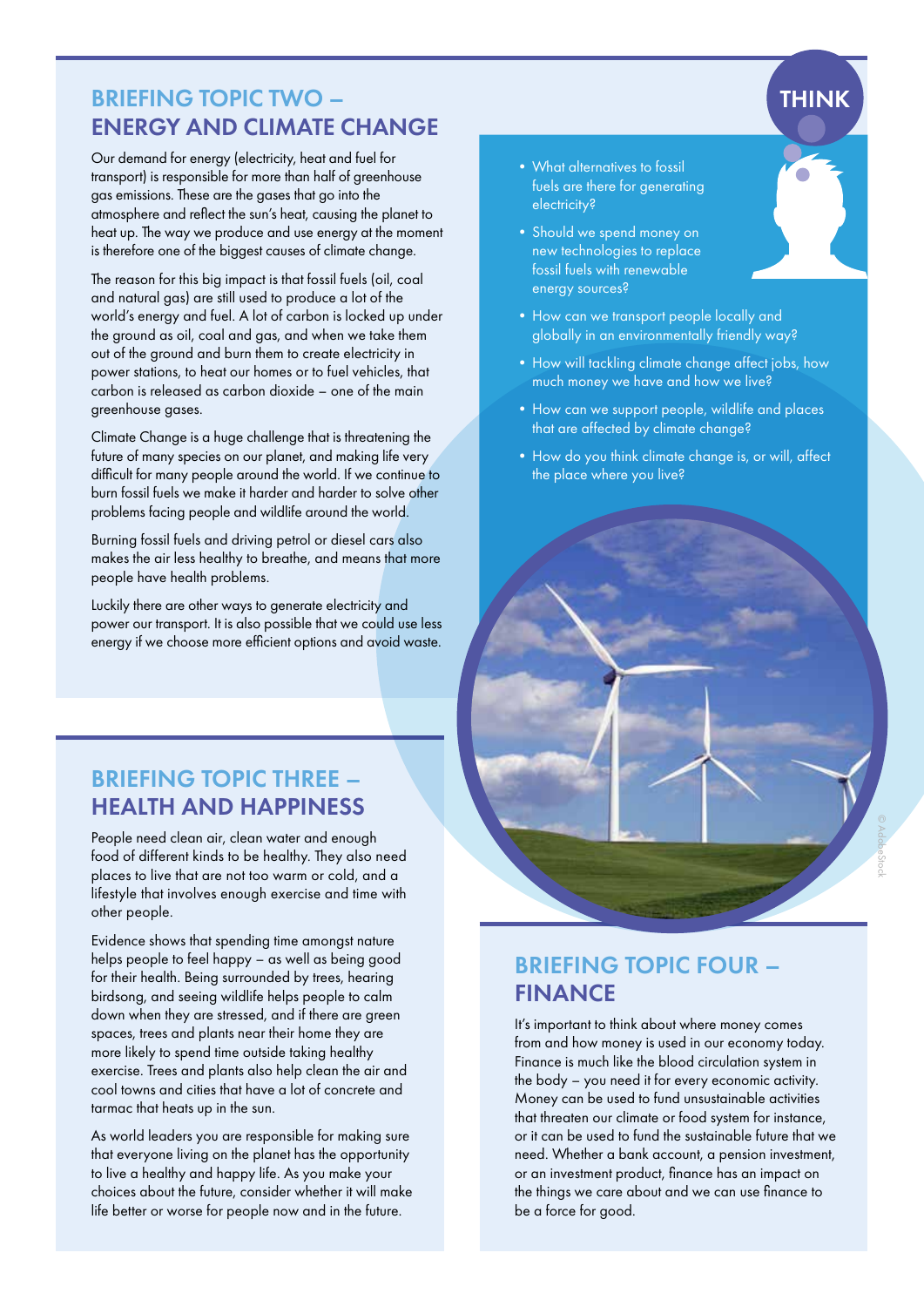## BRIEFING TOPIC TWO – ENERGY AND CLIMATE CHANGE

Our demand for energy (electricity, heat and fuel for transport) is responsible for more than half of greenhouse gas emissions. These are the gases that go into the atmosphere and reflect the sun's heat, causing the planet to heat up. The way we produce and use energy at the moment is therefore one of the biggest causes of climate change.

The reason for this big impact is that fossil fuels (oil, coal and natural gas) are still used to produce a lot of the world's energy and fuel. A lot of carbon is locked up under the ground as oil, coal and gas, and when we take them out of the ground and burn them to create electricity in power stations, to heat our homes or to fuel vehicles, that carbon is released as carbon dioxide – one of the main greenhouse gases.

Climate Change is a huge challenge that is threatening the future of many species on our planet, and making life very difficult for many people around the world. If we continue to burn fossil fuels we make it harder and harder to solve other problems facing people and wildlife around the world.

Burning fossil fuels and driving petrol or diesel cars also makes the air less healthy to breathe, and means that more people have health problems.

Luckily there are other ways to generate electricity and power our transport. It is also possible that we could use less energy if we choose more efficient options and avoid waste.

### THINK

- What alternatives to fossil fuels are there for generating electricity?
- Should we spend money on new technologies to replace fossil fuels with renewable energy sources?
- How can we transport people locally and globally in an environmentally friendly way?
- How will tackling climate change affect jobs, how much money we have and how we live?
- How can we support people, wildlife and places that are affected by climate change?
- How do you think climate change is, or will, affect the place where you live?

© AdobeStock

## BRIEFING TOPIC THREE – HEALTH AND HAPPINESS

People need clean air, clean water and enough food of different kinds to be healthy. They also need places to live that are not too warm or cold, and a lifestyle that involves enough exercise and time with other people.

Evidence shows that spending time amongst nature helps people to feel happy – as well as being good for their health. Being surrounded by trees, hearing birdsong, and seeing wildlife helps people to calm down when they are stressed, and if there are green spaces, trees and plants near their home they are more likely to spend time outside taking healthy exercise. Trees and plants also help clean the air and cool towns and cities that have a lot of concrete and tarmac that heats up in the sun.

As world leaders you are responsible for making sure that everyone living on the planet has the opportunity to live a healthy and happy life. As you make your choices about the future, consider whether it will make life better or worse for people now and in the future.

## BRIEFING TOPIC FOUR – FINANCE

It's important to think about where money comes from and how money is used in our economy today. Finance is much like the blood circulation system in the body – you need it for every economic activity. Money can be used to fund unsustainable activities that threaten our climate or food system for instance, or it can be used to fund the sustainable future that we need. Whether a bank account, a pension investment, or an investment product, finance has an impact on the things we care about and we can use finance to be a force for good.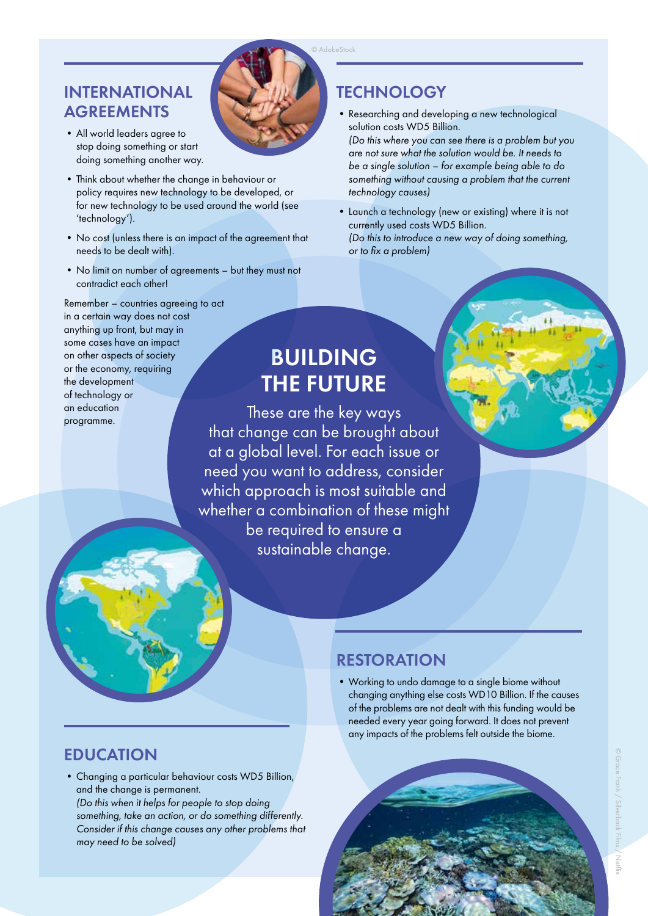## INTERNATIONAL AGREEMENTS

- All world leaders agree to stop doing something or start doing something another way.
- Think about whether the change in behaviour or policy requires new technology to be developed, or for new technology to be used around the world (see 'technology').
- No cost (unless there is an impact of the agreement that needs to be dealt with).
- No limit on number of agreements – but they must not contradict each other!

Remember – countries agreeing to act in a certain way does not cost anything up front, but may in some cases have an impact on other aspects of society or the economy, requiring the development of technology or an education programme.

## TECHNOLOGY

- Researching and developing a new technological solution costs WD5 Billion.
  *(Do this where you can see there is a problem but you are not sure what the solution would be. It needs to be a single solution – for example being able to do something without causing a problem that the current technology causes)*
- Launch a technology (new or existing) where it is not currently used costs WD5 Billion.
  *(Do this to introduce a new way of doing something, or to fix a problem)*

# BUILDING THE FUTURE

These are the key ways that change can be brought about at a global level. For each issue or need you want to address, consider which approach is most suitable and whether a combination of these might be required to ensure a sustainable change.

## RESTORATION

- Working to undo damage to a single biome without changing anything else costs WD10 Billion. If the causes of the problems are not dealt with this funding would be needed every year going forward. It does not prevent any impacts of the problems felt outside the biome.

## EDUCATION

- Changing a particular behaviour costs WD5 Billion, and the change is permanent.
  *(Do this when it helps for people to stop doing something, take an action, or do something differently. Consider if this change causes any other problems that may need to be solved)*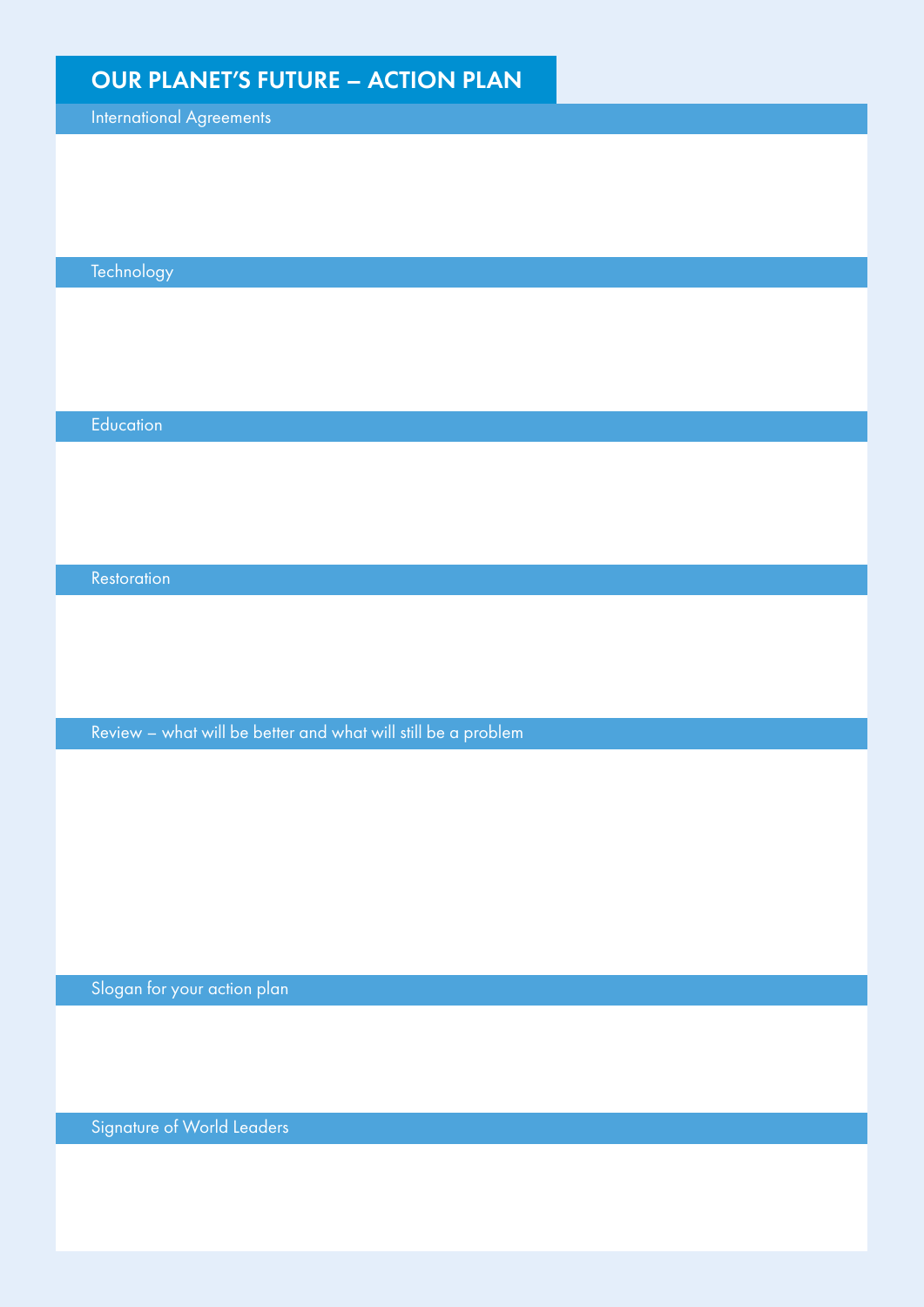# OUR PLANET'S FUTURE – ACTION PLAN

## International Agreements

## Technology

## Education

## Restoration

## Review – what will be better and what will still be a problem

## Slogan for your action plan

## Signature of World Leaders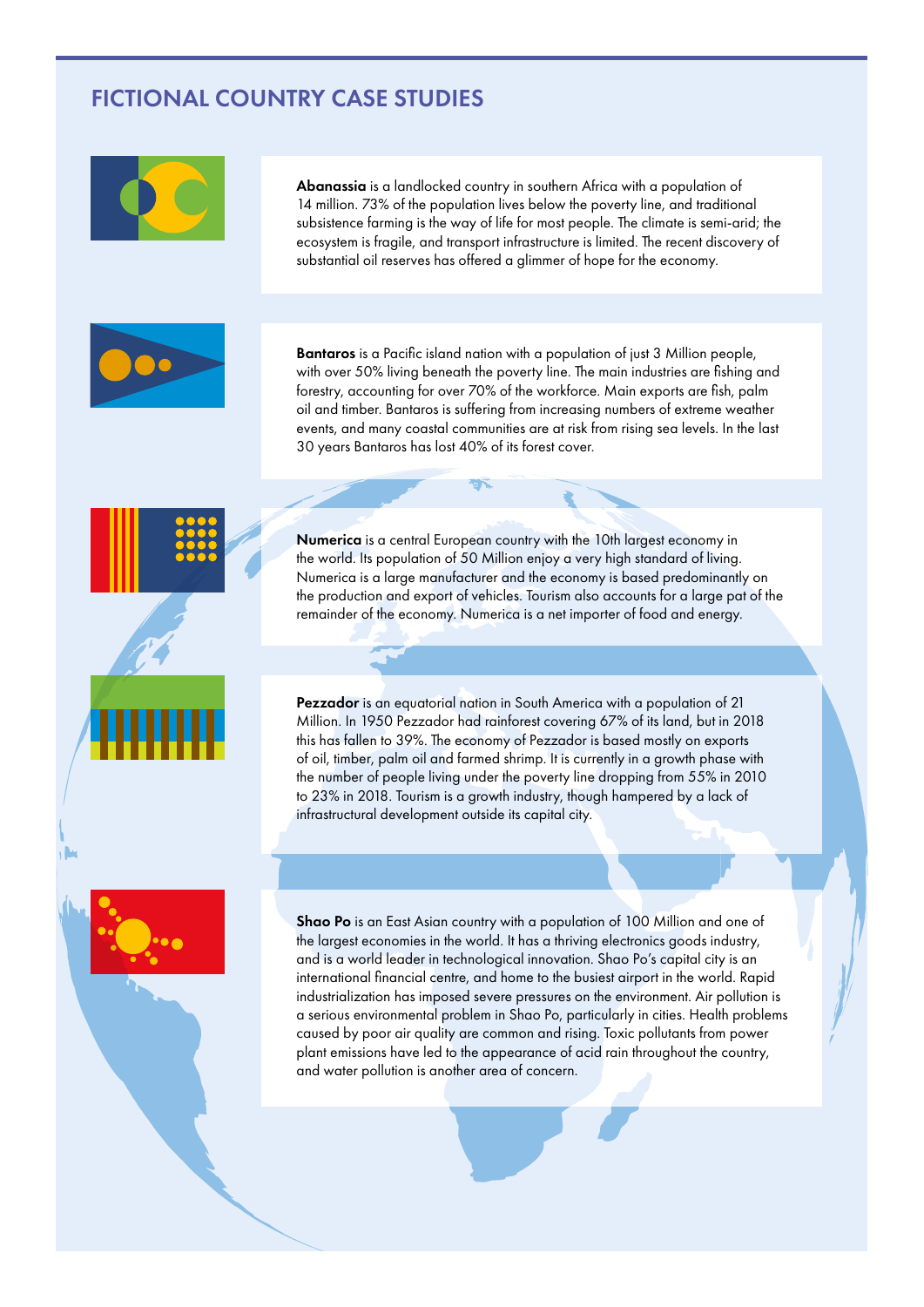# FICTIONAL COUNTRY CASE STUDIES

**Abanassia** is a landlocked country in southern Africa with a population of 14 million. 73% of the population lives below the poverty line, and traditional subsistence farming is the way of life for most people. The climate is semi-arid; the ecosystem is fragile, and transport infrastructure is limited. The recent discovery of substantial oil reserves has offered a glimmer of hope for the economy.

**Bantaros** is a Pacific island nation with a population of just 3 Million people, with over 50% living beneath the poverty line. The main industries are fishing and forestry, accounting for over 70% of the workforce. Main exports are fish, palm oil and timber. Bantaros is suffering from increasing numbers of extreme weather events, and many coastal communities are at risk from rising sea levels. In the last 30 years Bantaros has lost 40% of its forest cover.

**Numerica** is a central European country with the 10th largest economy in the world. Its population of 50 Million enjoy a very high standard of living. Numerica is a large manufacturer and the economy is based predominantly on the production and export of vehicles. Tourism also accounts for a large pat of the remainder of the economy. Numerica is a net importer of food and energy.

**Pezzador** is an equatorial nation in South America with a population of 21 Million. In 1950 Pezzador had rainforest covering 67% of its land, but in 2018 this has fallen to 39%. The economy of Pezzador is based mostly on exports of oil, timber, palm oil and farmed shrimp. It is currently in a growth phase with the number of people living under the poverty line dropping from 55% in 2010 to 23% in 2018. Tourism is a growth industry, though hampered by a lack of infrastructural development outside its capital city.

**Shao Po** is an East Asian country with a population of 100 Million and one of the largest economies in the world. It has a thriving electronics goods industry, and is a world leader in technological innovation. Shao Po's capital city is an international financial centre, and home to the busiest airport in the world. Rapid industrialization has imposed severe pressures on the environment. Air pollution is a serious environmental problem in Shao Po, particularly in cities. Health problems caused by poor air quality are common and rising. Toxic pollutants from power plant emissions have led to the appearance of acid rain throughout the country, and water pollution is another area of concern.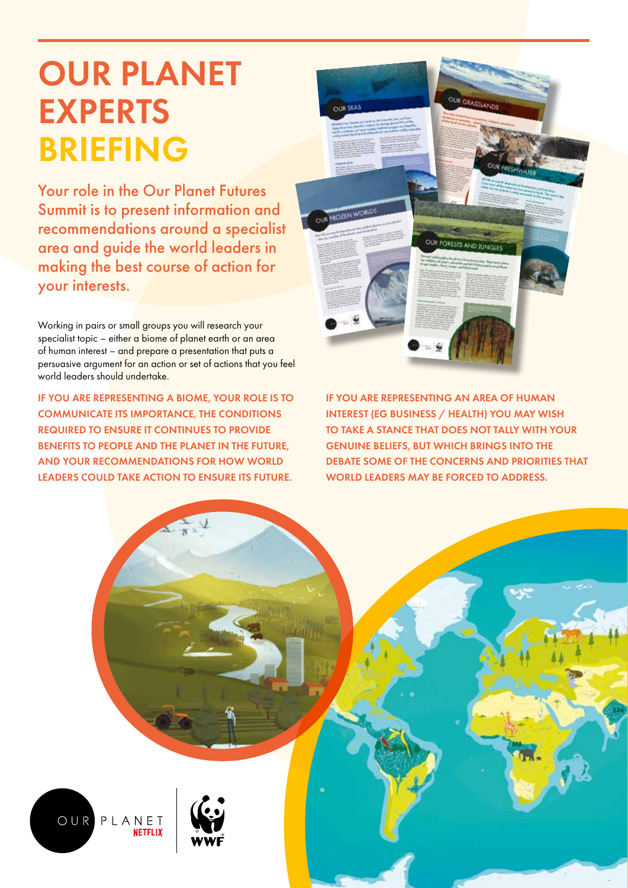# OUR PLANET EXPERTS BRIEFING

Your role in the Our Planet Futures Summit is to present information and recommendations around a specialist area and guide the world leaders in making the best course of action for your interests.

Working in pairs or small groups you will research your specialist topic – either a biome of planet earth or an area of human interest – and prepare a presentation that puts a persuasive argument for an action or set of actions that you feel world leaders should undertake.

**IF YOU ARE REPRESENTING A BIOME, YOUR ROLE IS TO COMMUNICATE ITS IMPORTANCE, THE CONDITIONS REQUIRED TO ENSURE IT CONTINUES TO PROVIDE BENEFITS TO PEOPLE AND THE PLANET IN THE FUTURE, AND YOUR RECOMMENDATIONS FOR HOW WORLD LEADERS COULD TAKE ACTION TO ENSURE ITS FUTURE.**

**IF YOU ARE REPRESENTING AN AREA OF HUMAN INTEREST (EG BUSINESS / HEALTH) YOU MAY WISH TO TAKE A STANCE THAT DOES NOT TALLY WITH YOUR GENUINE BELIEFS, BUT WHICH BRINGS INTO THE DEBATE SOME OF THE CONCERNS AND PRIORITIES THAT WORLD LEADERS MAY BE FORCED TO ADDRESS.**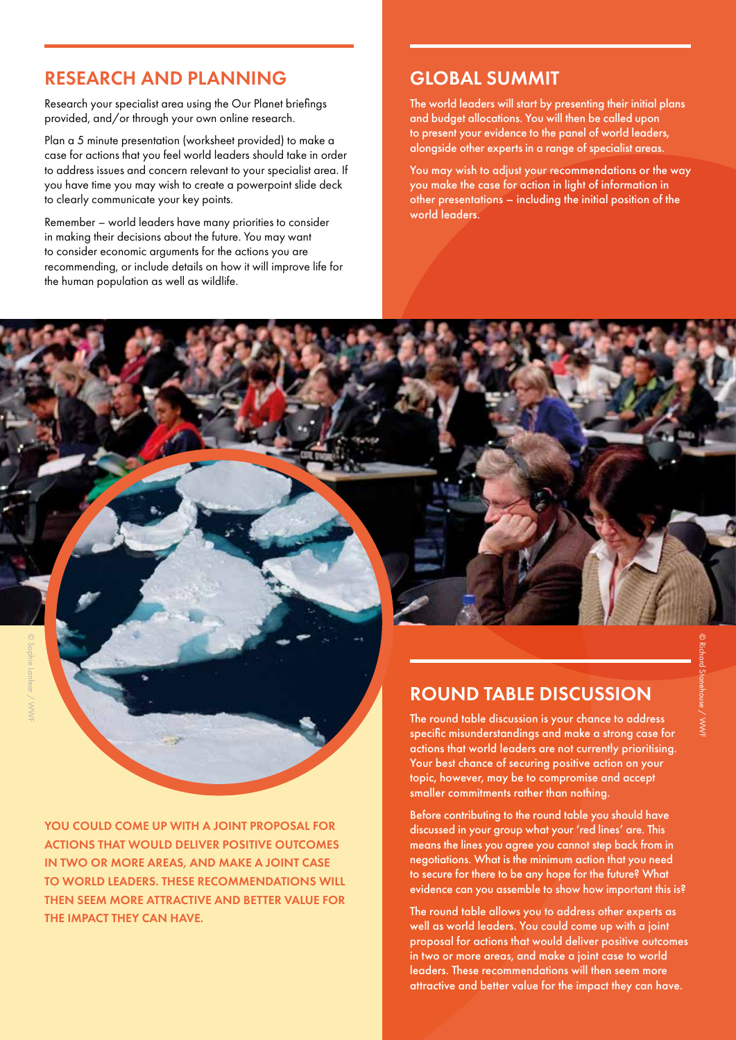## RESEARCH AND PLANNING

Research your specialist area using the Our Planet briefings provided, and/or through your own online research.

Plan a 5 minute presentation (worksheet provided) to make a case for actions that you feel world leaders should take in order to address issues and concern relevant to your specialist area. If you have time you may wish to create a powerpoint slide deck to clearly communicate your key points.

Remember – world leaders have many priorities to consider in making their decisions about the future. You may want to consider economic arguments for the actions you are recommending, or include details on how it will improve life for the human population as well as wildlife.

## GLOBAL SUMMIT

The world leaders will start by presenting their initial plans and budget allocations. You will then be called upon to present your evidence to the panel of world leaders, alongside other experts in a range of specialist areas.

You may wish to adjust your recommendations or the way you make the case for action in light of information in other presentations – including the initial position of the world leaders.

© Sophie Lanfear / WWF

© Richard Stonehouse / WWF

**YOU COULD COME UP WITH A JOINT PROPOSAL FOR ACTIONS THAT WOULD DELIVER POSITIVE OUTCOMES IN TWO OR MORE AREAS, AND MAKE A JOINT CASE TO WORLD LEADERS. THESE RECOMMENDATIONS WILL THEN SEEM MORE ATTRACTIVE AND BETTER VALUE FOR THE IMPACT THEY CAN HAVE.**

## ROUND TABLE DISCUSSION

The round table discussion is your chance to address specific misunderstandings and make a strong case for actions that world leaders are not currently prioritising. Your best chance of securing positive action on your topic, however, may be to compromise and accept smaller commitments rather than nothing.

Before contributing to the round table you should have discussed in your group what your 'red lines' are. This means the lines you agree you cannot step back from in negotiations. What is the minimum action that you need to secure for there to be any hope for the future? What evidence can you assemble to show how important this is?

The round table allows you to address other experts as well as world leaders. You could come up with a joint proposal for actions that would deliver positive outcomes in two or more areas, and make a joint case to world leaders. These recommendations will then seem more attractive and better value for the impact they can have.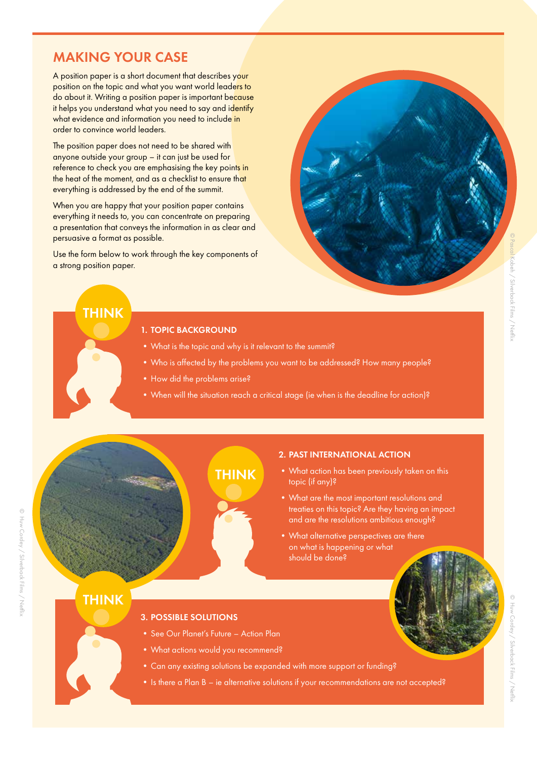## MAKING YOUR CASE

A position paper is a short document that describes your position on the topic and what you want world leaders to do about it. Writing a position paper is important because it helps you understand what you need to say and identify what evidence and information you need to include in order to convince world leaders.

The position paper does not need to be shared with anyone outside your group – it can just be used for reference to check you are emphasising the key points in the heat of the moment, and as a checklist to ensure that everything is addressed by the end of the summit.

When you are happy that your position paper contains everything it needs to, you can concentrate on preparing a presentation that conveys the information in as clear and persuasive a format as possible.

Use the form below to work through the key components of a strong position paper.

© Pascal Kobeh / Silverback Films / Netflix

THINK

### 1. TOPIC BACKGROUND

- What is the topic and why is it relevant to the summit?
- Who is affected by the problems you want to be addressed? How many people?
- How did the problems arise?
- When will the situation reach a critical stage (ie when is the deadline for action)?

© Huw Cordey / Silverback Films / Netflix

THINK

### 2. PAST INTERNATIONAL ACTION

- What action has been previously taken on this topic (if any)?
- What are the most important resolutions and treaties on this topic? Are they having an impact and are the resolutions ambitious enough?
- What alternative perspectives are there on what is happening or what should be done?

© Huw Cordey / Silverback Films / Netflix

THINK

### 3. POSSIBLE SOLUTIONS

- See Our Planet's Future – Action Plan
- What actions would you recommend?
- Can any existing solutions be expanded with more support or funding?
- Is there a Plan B – ie alternative solutions if your recommendations are not accepted?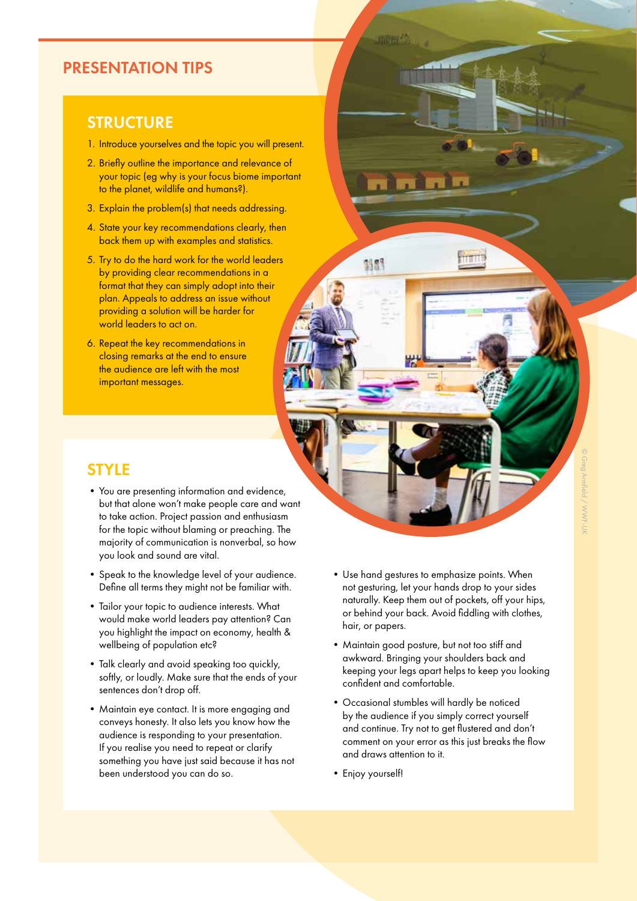# PRESENTATION TIPS

## STRUCTURE

1. Introduce yourselves and the topic you will present.
2. Briefly outline the importance and relevance of your topic (eg why is your focus biome important to the planet, wildlife and humans?).
3. Explain the problem(s) that needs addressing.
4. State your key recommendations clearly, then back them up with examples and statistics.
5. Try to do the hard work for the world leaders by providing clear recommendations in a format that they can simply adopt into their plan. Appeals to address an issue without providing a solution will be harder for world leaders to act on.
6. Repeat the key recommendations in closing remarks at the end to ensure the audience are left with the most important messages.

## STYLE

- You are presenting information and evidence, but that alone won't make people care and want to take action. Project passion and enthusiasm for the topic without blaming or preaching. The majority of communication is nonverbal, so how you look and sound are vital.
- Speak to the knowledge level of your audience. Define all terms they might not be familiar with.
- Tailor your topic to audience interests. What would make world leaders pay attention? Can you highlight the impact on economy, health & wellbeing of population etc?
- Talk clearly and avoid speaking too quickly, softly, or loudly. Make sure that the ends of your sentences don't drop off.
- Maintain eye contact. It is more engaging and conveys honesty. It also lets you know how the audience is responding to your presentation. If you realise you need to repeat or clarify something you have just said because it has not been understood you can do so.
- Use hand gestures to emphasize points. When not gesturing, let your hands drop to your sides naturally. Keep them out of pockets, off your hips, or behind your back. Avoid fiddling with clothes, hair, or papers.
- Maintain good posture, but not too stiff and awkward. Bringing your shoulders back and keeping your legs apart helps to keep you looking confident and comfortable.
- Occasional stumbles will hardly be noticed by the audience if you simply correct yourself and continue. Try not to get flustered and don't comment on your error as this just breaks the flow and draws attention to it.
- Enjoy yourself!

© Greg Armfield / WWF-UK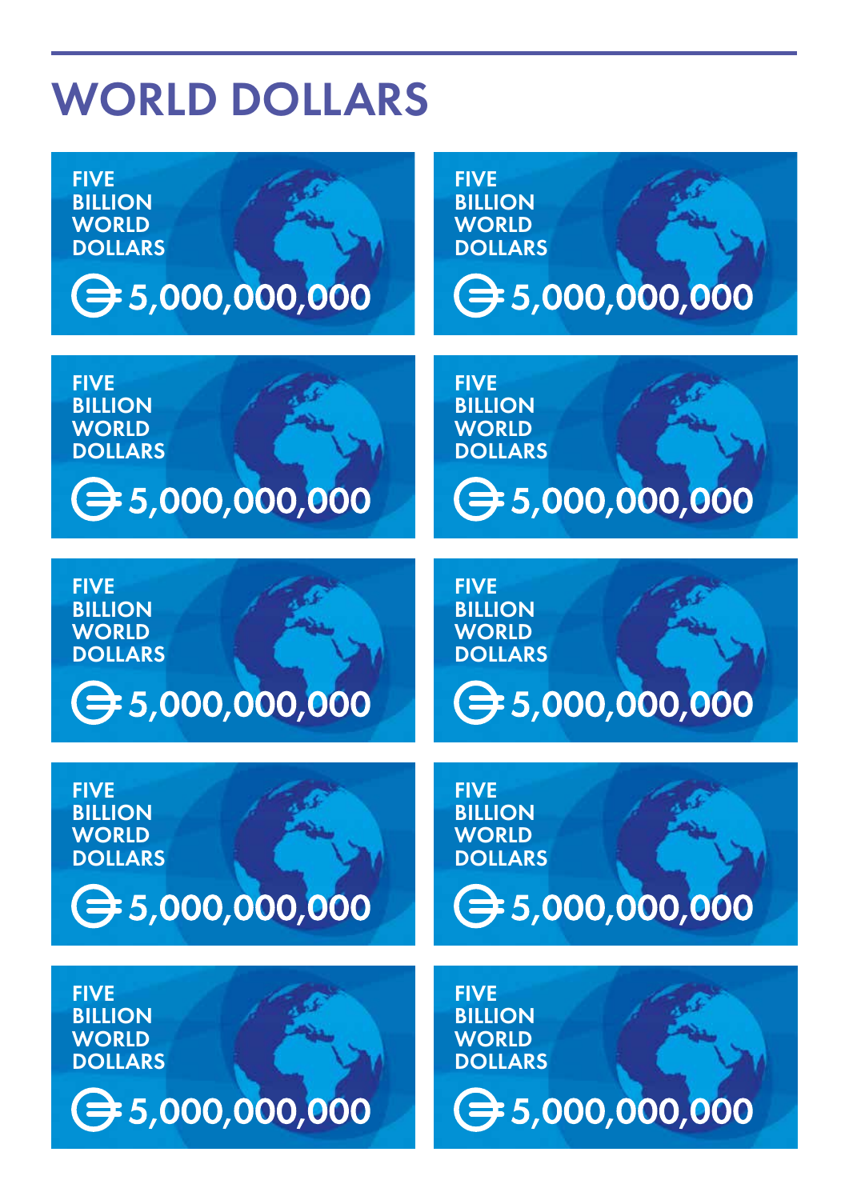# WORLD DOLLARS

FIVE BILLION WORLD DOLLARS

5,000,000,000

FIVE BILLION WORLD DOLLARS

5,000,000,000

FIVE BILLION WORLD DOLLARS

5,000,000,000

FIVE BILLION WORLD DOLLARS

5,000,000,000

FIVE BILLION WORLD DOLLARS

5,000,000,000

FIVE BILLION WORLD DOLLARS

5,000,000,000

FIVE BILLION WORLD DOLLARS

5,000,000,000

FIVE BILLION WORLD DOLLARS

5,000,000,000

FIVE BILLION WORLD DOLLARS

5,000,000,000

FIVE BILLION WORLD DOLLARS

5,000,000,000